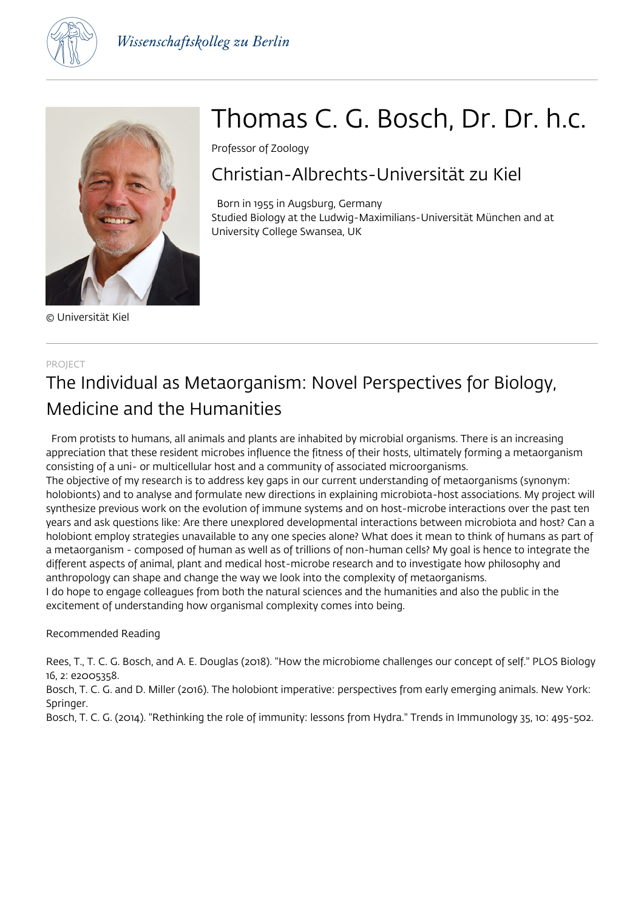Wissenschaftskolleg zu Berlin

# Thomas C. G. Bosch, Dr. Dr. h.c.

Professor of Zoology

## Christian-Albrechts-Universität zu Kiel

Born in 1955 in Augsburg, Germany
Studied Biology at the Ludwig-Maximilians-Universität München and at University College Swansea, UK

© Universität Kiel

PROJECT

## The Individual as Metaorganism: Novel Perspectives for Biology, Medicine and the Humanities

From protists to humans, all animals and plants are inhabited by microbial organisms. There is an increasing appreciation that these resident microbes influence the fitness of their hosts, ultimately forming a metaorganism consisting of a uni- or multicellular host and a community of associated microorganisms.
The objective of my research is to address key gaps in our current understanding of metaorganisms (synonym: holobionts) and to analyse and formulate new directions in explaining microbiota-host associations. My project will synthesize previous work on the evolution of immune systems and on host-microbe interactions over the past ten years and ask questions like: Are there unexplored developmental interactions between microbiota and host? Can a holobiont employ strategies unavailable to any one species alone? What does it mean to think of humans as part of a metaorganism - composed of human as well as of trillions of non-human cells? My goal is hence to integrate the different aspects of animal, plant and medical host-microbe research and to investigate how philosophy and anthropology can shape and change the way we look into the complexity of metaorganisms.
I do hope to engage colleagues from both the natural sciences and the humanities and also the public in the excitement of understanding how organismal complexity comes into being.

Recommended Reading

Rees, T., T. C. G. Bosch, and A. E. Douglas (2018). "How the microbiome challenges our concept of self." PLOS Biology 16, 2: e2005358.
Bosch, T. C. G. and D. Miller (2016). The holobiont imperative: perspectives from early emerging animals. New York: Springer.
Bosch, T. C. G. (2014). "Rethinking the role of immunity: lessons from Hydra." Trends in Immunology 35, 10: 495-502.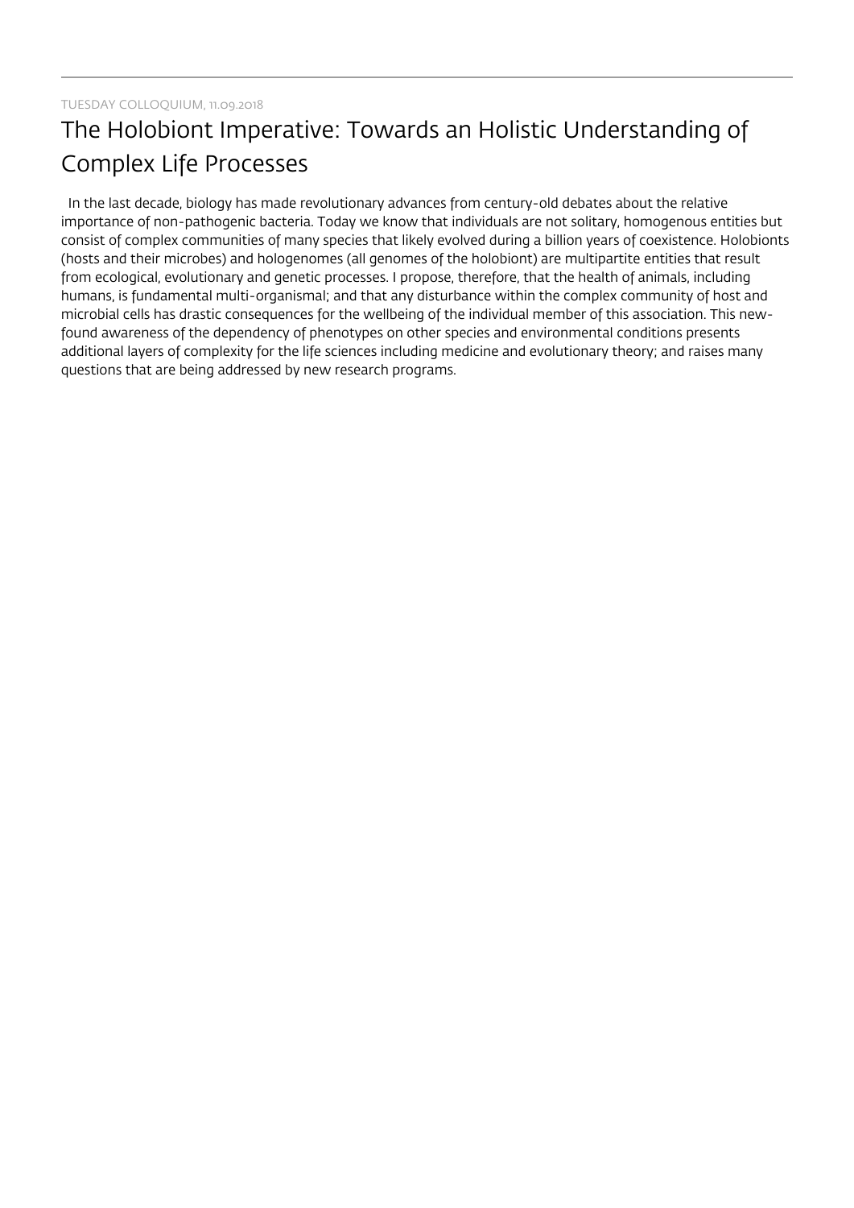TUESDAY COLLOQUIUM, 11.09.2018

# The Holobiont Imperative: Towards an Holistic Understanding of Complex Life Processes

In the last decade, biology has made revolutionary advances from century-old debates about the relative importance of non-pathogenic bacteria. Today we know that individuals are not solitary, homogenous entities but consist of complex communities of many species that likely evolved during a billion years of coexistence. Holobionts (hosts and their microbes) and hologenomes (all genomes of the holobiont) are multipartite entities that result from ecological, evolutionary and genetic processes. I propose, therefore, that the health of animals, including humans, is fundamental multi-organismal; and that any disturbance within the complex community of host and microbial cells has drastic consequences for the wellbeing of the individual member of this association. This new-found awareness of the dependency of phenotypes on other species and environmental conditions presents additional layers of complexity for the life sciences including medicine and evolutionary theory; and raises many questions that are being addressed by new research programs.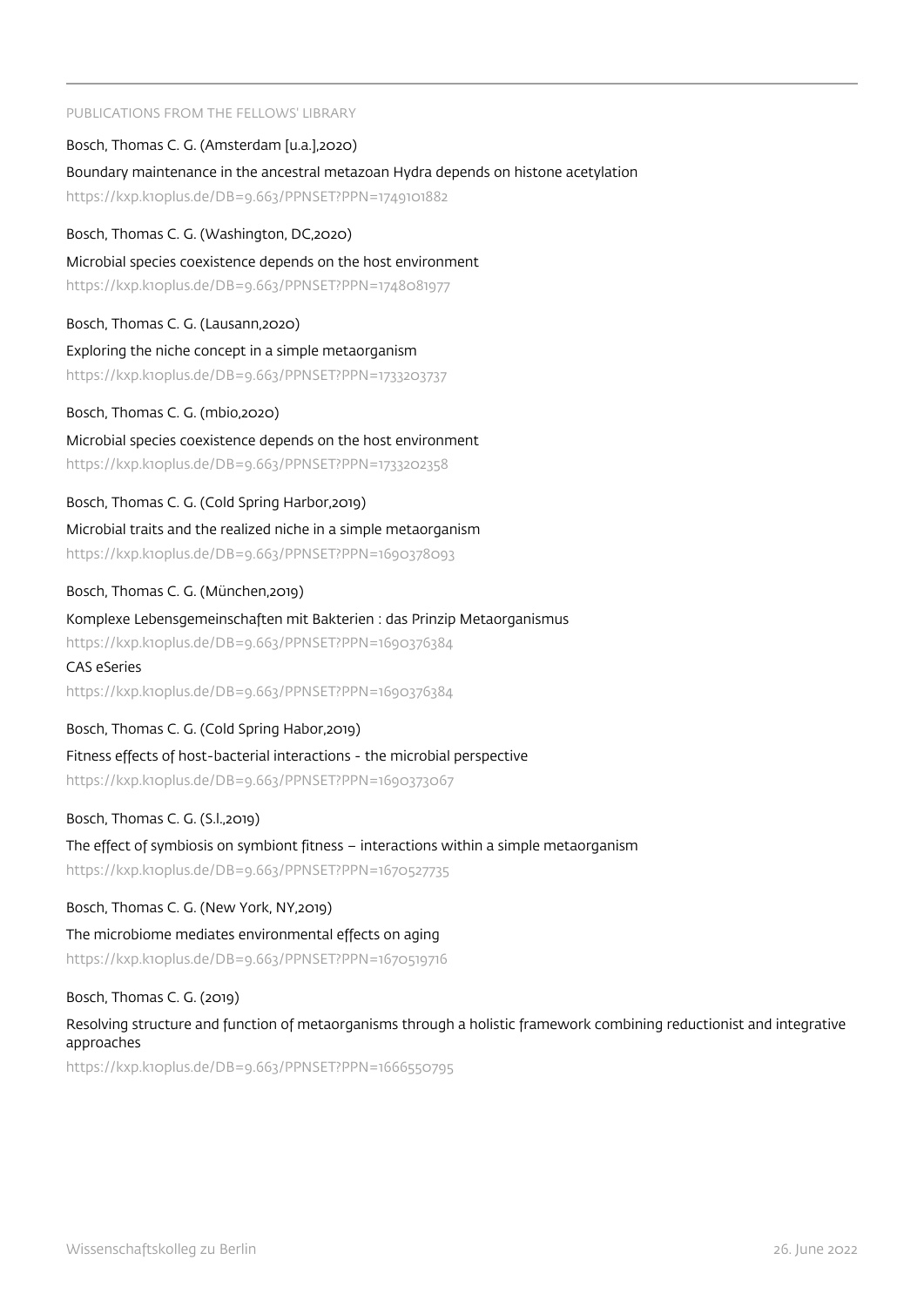PUBLICATIONS FROM THE FELLOWS' LIBRARY

Bosch, Thomas C. G. (Amsterdam [u.a.],2020)

Boundary maintenance in the ancestral metazoan Hydra depends on histone acetylation

https://kxp.k10plus.de/DB=9.663/PPNSET?PPN=1749101882

Bosch, Thomas C. G. (Washington, DC,2020)

Microbial species coexistence depends on the host environment

https://kxp.k10plus.de/DB=9.663/PPNSET?PPN=1748081977

Bosch, Thomas C. G. (Lausann,2020)

Exploring the niche concept in a simple metaorganism

https://kxp.k10plus.de/DB=9.663/PPNSET?PPN=1733203737

Bosch, Thomas C. G. (mbio,2020)

Microbial species coexistence depends on the host environment

https://kxp.k10plus.de/DB=9.663/PPNSET?PPN=1733202358

Bosch, Thomas C. G. (Cold Spring Harbor,2019)

Microbial traits and the realized niche in a simple metaorganism

https://kxp.k10plus.de/DB=9.663/PPNSET?PPN=1690378093

Bosch, Thomas C. G. (München,2019)

Komplexe Lebensgemeinschaften mit Bakterien : das Prinzip Metaorganismus

https://kxp.k10plus.de/DB=9.663/PPNSET?PPN=1690376384

CAS eSeries

https://kxp.k10plus.de/DB=9.663/PPNSET?PPN=1690376384

Bosch, Thomas C. G. (Cold Spring Habor,2019)

Fitness effects of host-bacterial interactions - the microbial perspective

https://kxp.k10plus.de/DB=9.663/PPNSET?PPN=1690373067

Bosch, Thomas C. G. (S.l.,2019)

The effect of symbiosis on symbiont fitness – interactions within a simple metaorganism

https://kxp.k10plus.de/DB=9.663/PPNSET?PPN=1670527735

Bosch, Thomas C. G. (New York, NY,2019)

The microbiome mediates environmental effects on aging

https://kxp.k10plus.de/DB=9.663/PPNSET?PPN=1670519716

Bosch, Thomas C. G. (2019)

Resolving structure and function of metaorganisms through a holistic framework combining reductionist and integrative approaches

https://kxp.k10plus.de/DB=9.663/PPNSET?PPN=1666550795